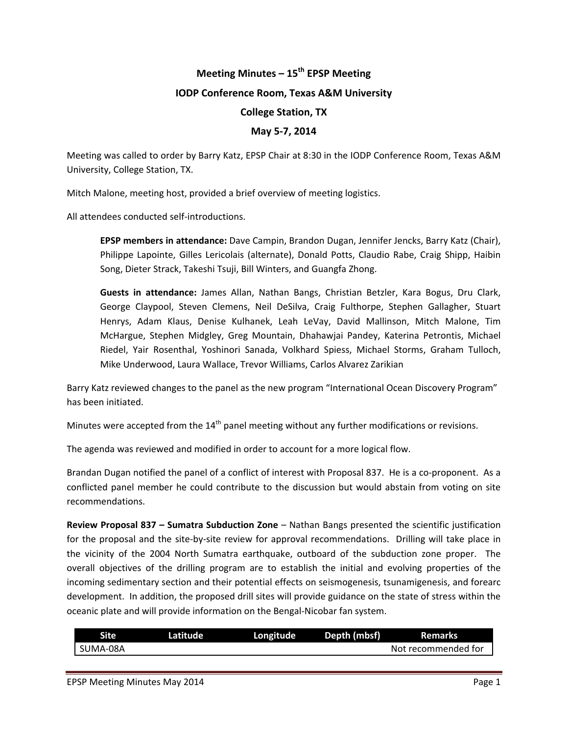# Meeting Minutes – 15th EPSP Meeting

## IODP Conference Room, Texas A&M University

## College Station, TX

## May 5-7, 2014

Meeting was called to order by Barry Katz, EPSP Chair at 8:30 in the IODP Conference Room, Texas A&M University, College Station, TX.

Mitch Malone, meeting host, provided a brief overview of meeting logistics.

All attendees conducted self-introductions.

> **EPSP members in attendance:** Dave Campin, Brandon Dugan, Jennifer Jencks, Barry Katz (Chair), Philippe Lapointe, Gilles Lericolais (alternate), Donald Potts, Claudio Rabe, Craig Shipp, Haibin Song, Dieter Strack, Takeshi Tsuji, Bill Winters, and Guangfa Zhong.
>
> **Guests in attendance:** James Allan, Nathan Bangs, Christian Betzler, Kara Bogus, Dru Clark, George Claypool, Steven Clemens, Neil DeSilva, Craig Fulthorpe, Stephen Gallagher, Stuart Henrys, Adam Klaus, Denise Kulhanek, Leah LeVay, David Mallinson, Mitch Malone, Tim McHargue, Stephen Midgley, Greg Mountain, Dhahawjai Pandey, Katerina Petrontis, Michael Riedel, Yair Rosenthal, Yoshinori Sanada, Volkhard Spiess, Michael Storms, Graham Tulloch, Mike Underwood, Laura Wallace, Trevor Williams, Carlos Alvarez Zarikian

Barry Katz reviewed changes to the panel as the new program "International Ocean Discovery Program" has been initiated.

Minutes were accepted from the 14th panel meeting without any further modifications or revisions.

The agenda was reviewed and modified in order to account for a more logical flow.

Brandan Dugan notified the panel of a conflict of interest with Proposal 837. He is a co-proponent. As a conflicted panel member he could contribute to the discussion but would abstain from voting on site recommendations.

**Review Proposal 837 – Sumatra Subduction Zone** – Nathan Bangs presented the scientific justification for the proposal and the site-by-site review for approval recommendations. Drilling will take place in the vicinity of the 2004 North Sumatra earthquake, outboard of the subduction zone proper. The overall objectives of the drilling program are to establish the initial and evolving properties of the incoming sedimentary section and their potential effects on seismogenesis, tsunamigenesis, and forearc development. In addition, the proposed drill sites will provide guidance on the state of stress within the oceanic plate and will provide information on the Bengal-Nicobar fan system.

| Site | Latitude | Longitude | Depth (mbsf) | Remarks |
|---|---|---|---|---|
| SUMA-08A | | | | Not recommended for |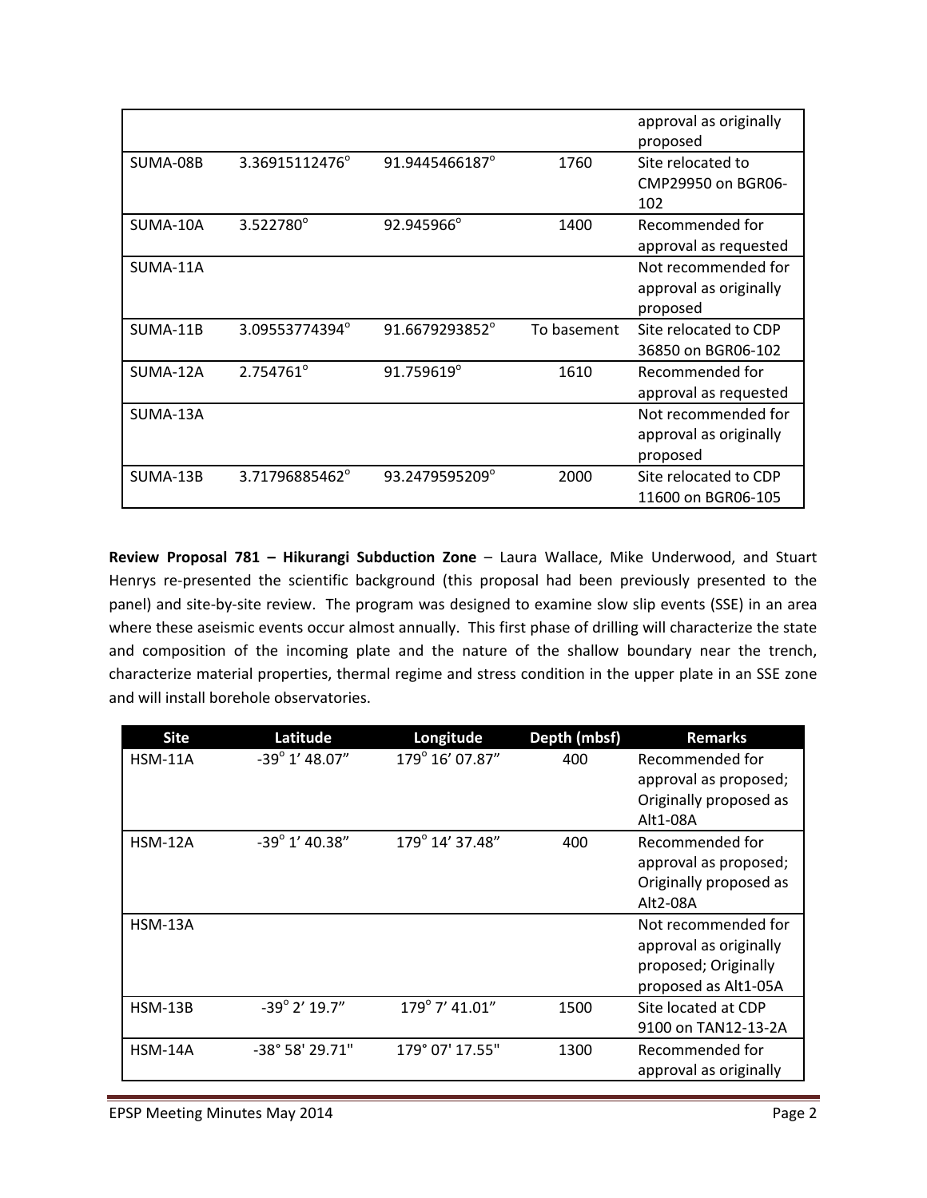| | | | | approval as originally proposed |
|---|---|---|---|---|
| SUMA-08B | 3.36915112476° | 91.9445466187° | 1760 | Site relocated to CMP29950 on BGR06-102 |
| SUMA-10A | 3.522780° | 92.945966° | 1400 | Recommended for approval as requested |
| SUMA-11A | | | | Not recommended for approval as originally proposed |
| SUMA-11B | 3.09553774394° | 91.6679293852° | To basement | Site relocated to CDP 36850 on BGR06-102 |
| SUMA-12A | 2.754761° | 91.759619° | 1610 | Recommended for approval as requested |
| SUMA-13A | | | | Not recommended for approval as originally proposed |
| SUMA-13B | 3.71796885462° | 93.2479595209° | 2000 | Site relocated to CDP 11600 on BGR06-105 |

**Review Proposal 781 – Hikurangi Subduction Zone** – Laura Wallace, Mike Underwood, and Stuart Henrys re-presented the scientific background (this proposal had been previously presented to the panel) and site-by-site review. The program was designed to examine slow slip events (SSE) in an area where these aseismic events occur almost annually. This first phase of drilling will characterize the state and composition of the incoming plate and the nature of the shallow boundary near the trench, characterize material properties, thermal regime and stress condition in the upper plate in an SSE zone and will install borehole observatories.

| Site | Latitude | Longitude | Depth (mbsf) | Remarks |
|---|---|---|---|---|
| HSM-11A | -39° 1' 48.07" | 179° 16' 07.87" | 400 | Recommended for approval as proposed; Originally proposed as Alt1-08A |
| HSM-12A | -39° 1' 40.38" | 179° 14' 37.48" | 400 | Recommended for approval as proposed; Originally proposed as Alt2-08A |
| HSM-13A | | | | Not recommended for approval as originally proposed; Originally proposed as Alt1-05A |
| HSM-13B | -39° 2' 19.7" | 179° 7' 41.01" | 1500 | Site located at CDP 9100 on TAN12-13-2A |
| HSM-14A | -38° 58' 29.71" | 179° 07' 17.55" | 1300 | Recommended for approval as originally |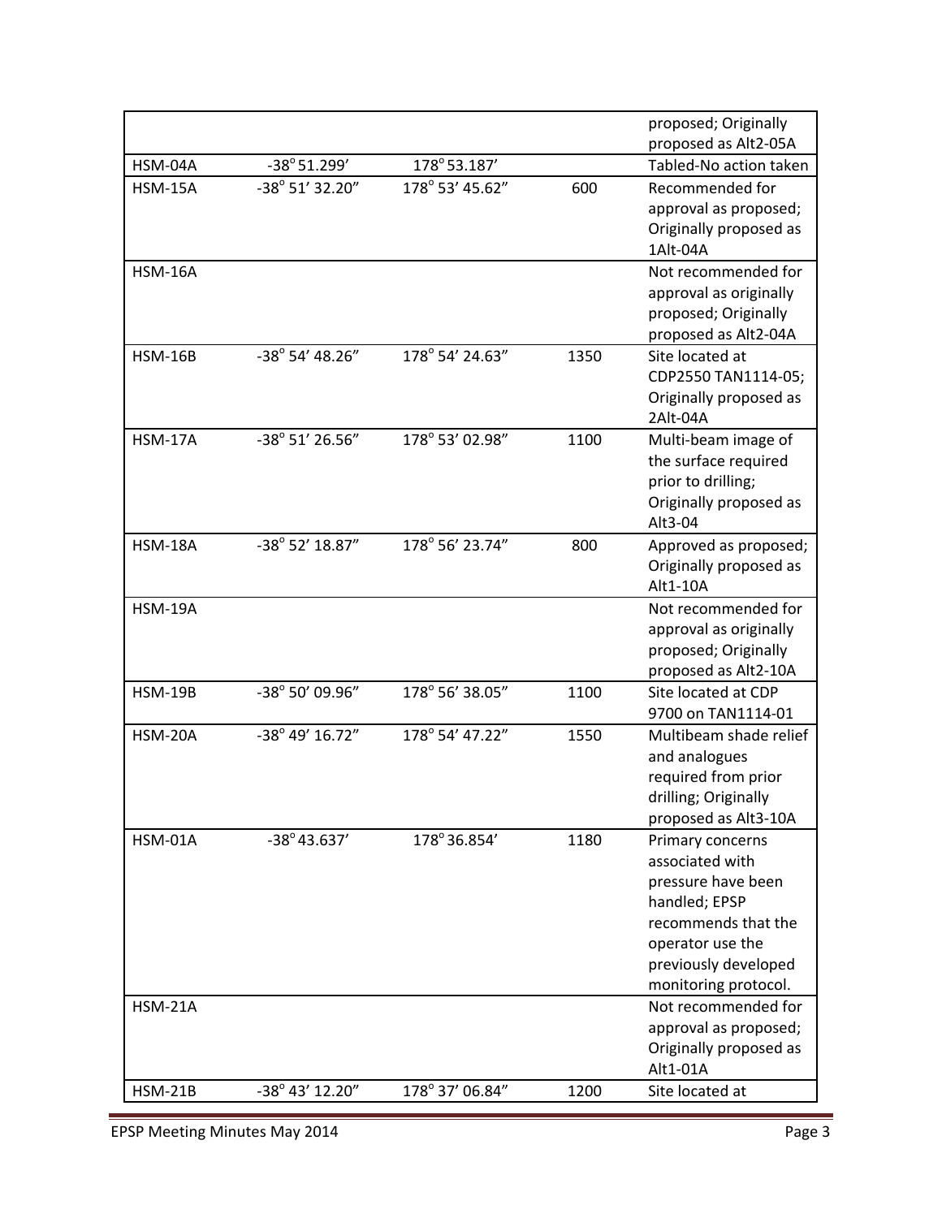| | | | | |
|---|---|---|---|---|
| | | | | proposed; Originally proposed as Alt2-05A |
| HSM-04A | -38° 51.299’ | 178° 53.187’ | | Tabled-No action taken |
| HSM-15A | -38° 51’ 32.20” | 178° 53’ 45.62” | 600 | Recommended for approval as proposed; Originally proposed as 1Alt-04A |
| HSM-16A | | | | Not recommended for approval as originally proposed; Originally proposed as Alt2-04A |
| HSM-16B | -38° 54’ 48.26” | 178° 54’ 24.63” | 1350 | Site located at CDP2550 TAN1114-05; Originally proposed as 2Alt-04A |
| HSM-17A | -38° 51’ 26.56” | 178° 53’ 02.98” | 1100 | Multi-beam image of the surface required prior to drilling; Originally proposed as Alt3-04 |
| HSM-18A | -38° 52’ 18.87” | 178° 56’ 23.74” | 800 | Approved as proposed; Originally proposed as Alt1-10A |
| HSM-19A | | | | Not recommended for approval as originally proposed; Originally proposed as Alt2-10A |
| HSM-19B | -38° 50’ 09.96” | 178° 56’ 38.05” | 1100 | Site located at CDP 9700 on TAN1114-01 |
| HSM-20A | -38° 49’ 16.72” | 178° 54’ 47.22” | 1550 | Multibeam shade relief and analogues required from prior drilling; Originally proposed as Alt3-10A |
| HSM-01A | -38° 43.637’ | 178° 36.854’ | 1180 | Primary concerns associated with pressure have been handled; EPSP recommends that the operator use the previously developed monitoring protocol. |
| HSM-21A | | | | Not recommended for approval as proposed; Originally proposed as Alt1-01A |
| HSM-21B | -38° 43’ 12.20” | 178° 37’ 06.84” | 1200 | Site located at |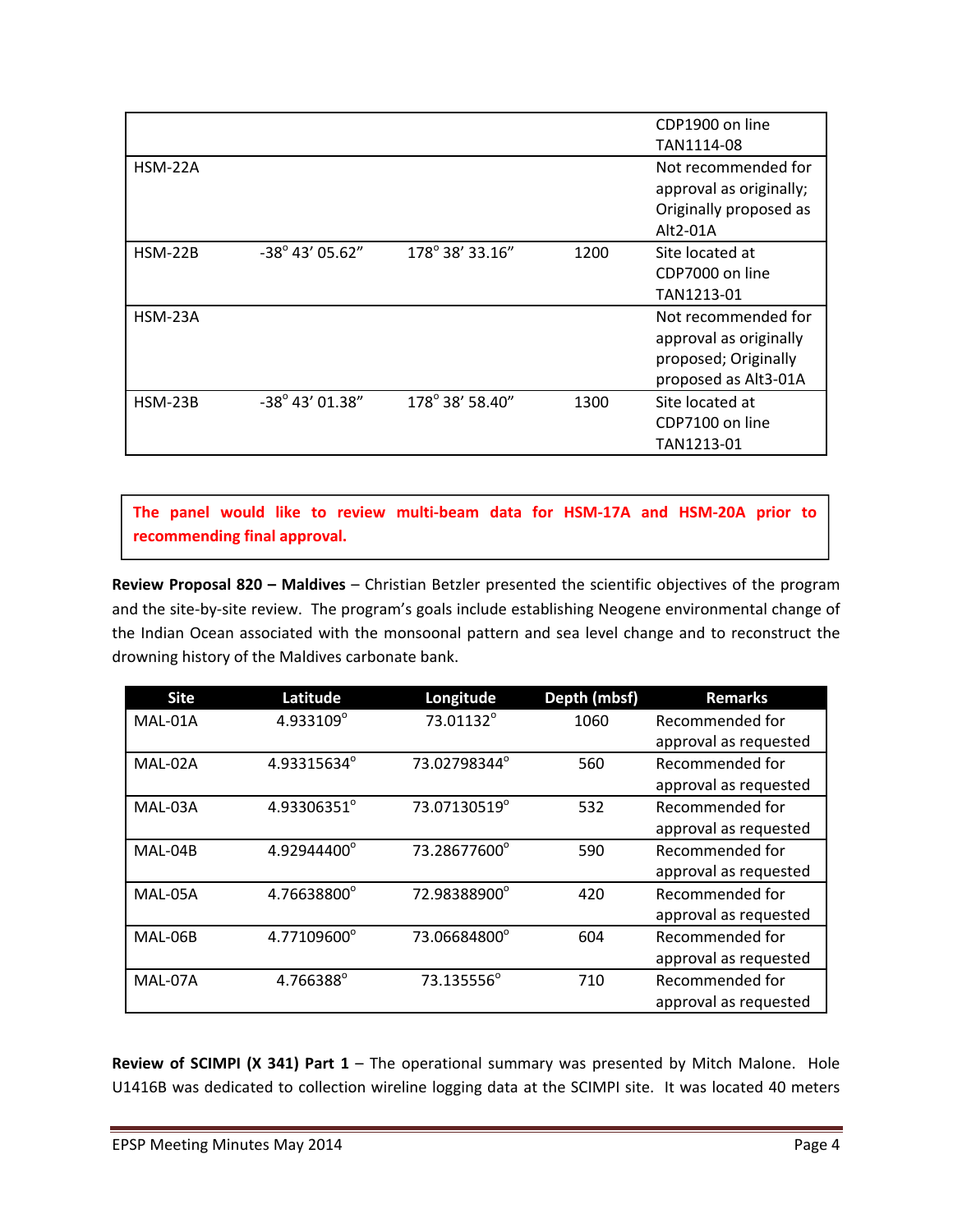| | | | | |
|---|---|---|---|---|
| | | | | CDP1900 on line TAN1114-08 |
| HSM-22A | | | | Not recommended for approval as originally; Originally proposed as Alt2-01A |
| HSM-22B | -38° 43' 05.62" | 178° 38' 33.16" | 1200 | Site located at CDP7000 on line TAN1213-01 |
| HSM-23A | | | | Not recommended for approval as originally proposed; Originally proposed as Alt3-01A |
| HSM-23B | -38° 43' 01.38" | 178° 38' 58.40" | 1300 | Site located at CDP7100 on line TAN1213-01 |

**The panel would like to review multi-beam data for HSM-17A and HSM-20A prior to recommending final approval.**

**Review Proposal 820 – Maldives** – Christian Betzler presented the scientific objectives of the program and the site-by-site review. The program's goals include establishing Neogene environmental change of the Indian Ocean associated with the monsoonal pattern and sea level change and to reconstruct the drowning history of the Maldives carbonate bank.

| Site | Latitude | Longitude | Depth (mbsf) | Remarks |
|---|---|---|---|---|
| MAL-01A | 4.933109° | 73.01132° | 1060 | Recommended for approval as requested |
| MAL-02A | 4.93315634° | 73.02798344° | 560 | Recommended for approval as requested |
| MAL-03A | 4.93306351° | 73.07130519° | 532 | Recommended for approval as requested |
| MAL-04B | 4.92944400° | 73.28677600° | 590 | Recommended for approval as requested |
| MAL-05A | 4.76638800° | 72.98388900° | 420 | Recommended for approval as requested |
| MAL-06B | 4.77109600° | 73.06684800° | 604 | Recommended for approval as requested |
| MAL-07A | 4.766388° | 73.135556° | 710 | Recommended for approval as requested |

**Review of SCIMPI (X 341) Part 1** – The operational summary was presented by Mitch Malone. Hole U1416B was dedicated to collection wireline logging data at the SCIMPI site. It was located 40 meters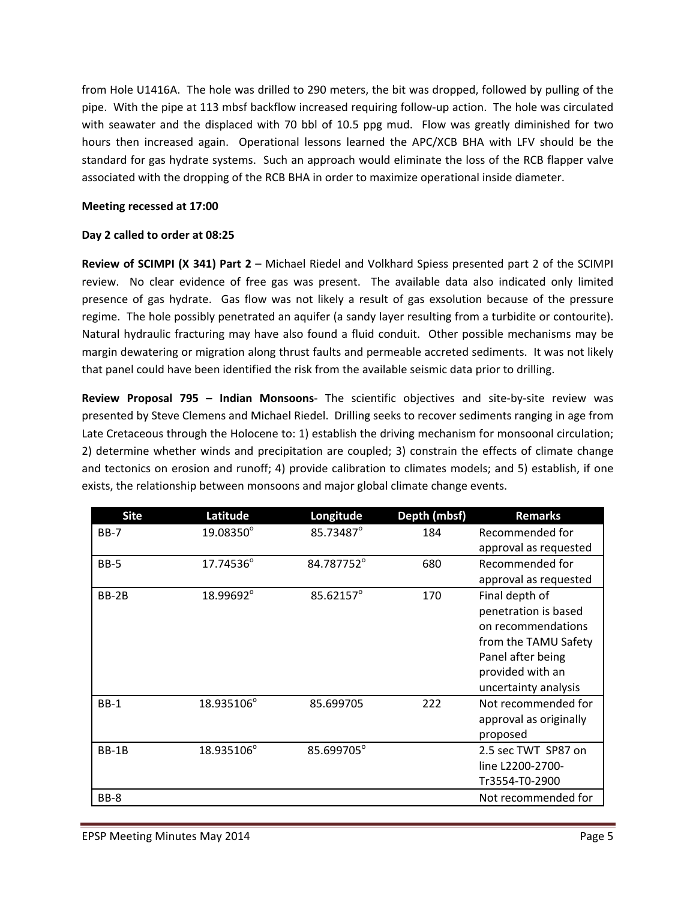from Hole U1416A. The hole was drilled to 290 meters, the bit was dropped, followed by pulling of the pipe. With the pipe at 113 mbsf backflow increased requiring follow-up action. The hole was circulated with seawater and the displaced with 70 bbl of 10.5 ppg mud. Flow was greatly diminished for two hours then increased again. Operational lessons learned the APC/XCB BHA with LFV should be the standard for gas hydrate systems. Such an approach would eliminate the loss of the RCB flapper valve associated with the dropping of the RCB BHA in order to maximize operational inside diameter.

**Meeting recessed at 17:00**

**Day 2 called to order at 08:25**

**Review of SCIMPI (X 341) Part 2** – Michael Riedel and Volkhard Spiess presented part 2 of the SCIMPI review. No clear evidence of free gas was present. The available data also indicated only limited presence of gas hydrate. Gas flow was not likely a result of gas exsolution because of the pressure regime. The hole possibly penetrated an aquifer (a sandy layer resulting from a turbidite or contourite). Natural hydraulic fracturing may have also found a fluid conduit. Other possible mechanisms may be margin dewatering or migration along thrust faults and permeable accreted sediments. It was not likely that panel could have been identified the risk from the available seismic data prior to drilling.

**Review Proposal 795 – Indian Monsoons**- The scientific objectives and site-by-site review was presented by Steve Clemens and Michael Riedel. Drilling seeks to recover sediments ranging in age from Late Cretaceous through the Holocene to: 1) establish the driving mechanism for monsoonal circulation; 2) determine whether winds and precipitation are coupled; 3) constrain the effects of climate change and tectonics on erosion and runoff; 4) provide calibration to climates models; and 5) establish, if one exists, the relationship between monsoons and major global climate change events.

| Site | Latitude | Longitude | Depth (mbsf) | Remarks |
|---|---|---|---|---|
| BB-7 | 19.08350° | 85.73487° | 184 | Recommended for approval as requested |
| BB-5 | 17.74536° | 84.787752° | 680 | Recommended for approval as requested |
| BB-2B | 18.99692° | 85.62157° | 170 | Final depth of penetration is based on recommendations from the TAMU Safety Panel after being provided with an uncertainty analysis |
| BB-1 | 18.935106° | 85.699705 | 222 | Not recommended for approval as originally proposed |
| BB-1B | 18.935106° | 85.699705° | | 2.5 sec TWT SP87 on line L2200-2700-Tr3554-T0-2900 |
| BB-8 | | | | Not recommended for |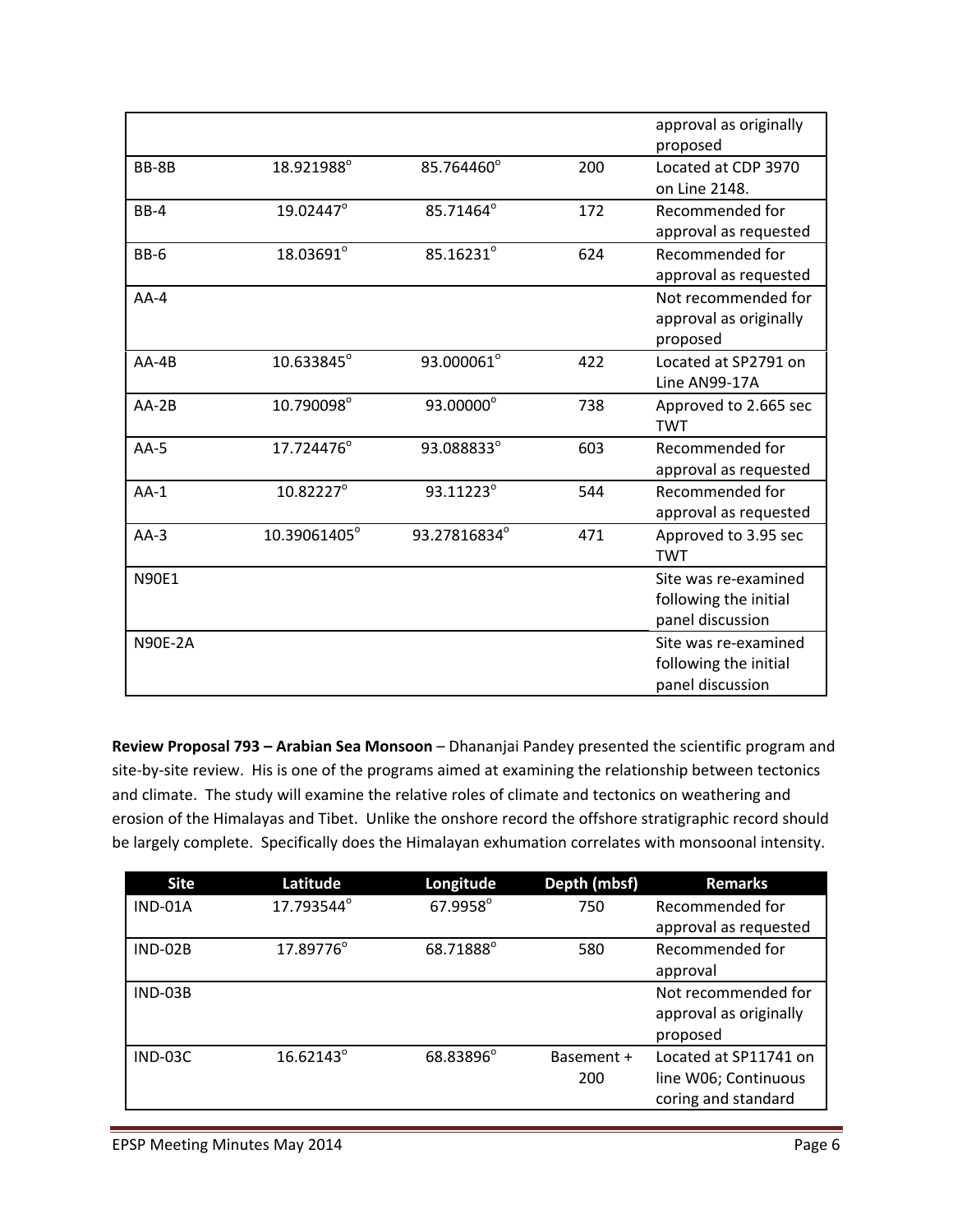| | | | | |
|---|---|---|---|---|
| | | | | approval as originally proposed |
| BB-8B | 18.921988° | 85.764460° | 200 | Located at CDP 3970 on Line 2148. |
| BB-4 | 19.02447° | 85.71464° | 172 | Recommended for approval as requested |
| BB-6 | 18.03691° | 85.16231° | 624 | Recommended for approval as requested |
| AA-4 | | | | Not recommended for approval as originally proposed |
| AA-4B | 10.633845° | 93.000061° | 422 | Located at SP2791 on Line AN99-17A |
| AA-2B | 10.790098° | 93.00000° | 738 | Approved to 2.665 sec TWT |
| AA-5 | 17.724476° | 93.088833° | 603 | Recommended for approval as requested |
| AA-1 | 10.82227° | 93.11223° | 544 | Recommended for approval as requested |
| AA-3 | 10.39061405° | 93.27816834° | 471 | Approved to 3.95 sec TWT |
| N90E1 | | | | Site was re-examined following the initial panel discussion |
| N90E-2A | | | | Site was re-examined following the initial panel discussion |

**Review Proposal 793 – Arabian Sea Monsoon** – Dhananjai Pandey presented the scientific program and site-by-site review. His is one of the programs aimed at examining the relationship between tectonics and climate. The study will examine the relative roles of climate and tectonics on weathering and erosion of the Himalayas and Tibet. Unlike the onshore record the offshore stratigraphic record should be largely complete. Specifically does the Himalayan exhumation correlates with monsoonal intensity.

| Site | Latitude | Longitude | Depth (mbsf) | Remarks |
|---|---|---|---|---|
| IND-01A | 17.793544° | 67.9958° | 750 | Recommended for approval as requested |
| IND-02B | 17.89776° | 68.71888° | 580 | Recommended for approval |
| IND-03B | | | | Not recommended for approval as originally proposed |
| IND-03C | 16.62143° | 68.83896° | Basement + 200 | Located at SP11741 on line W06; Continuous coring and standard |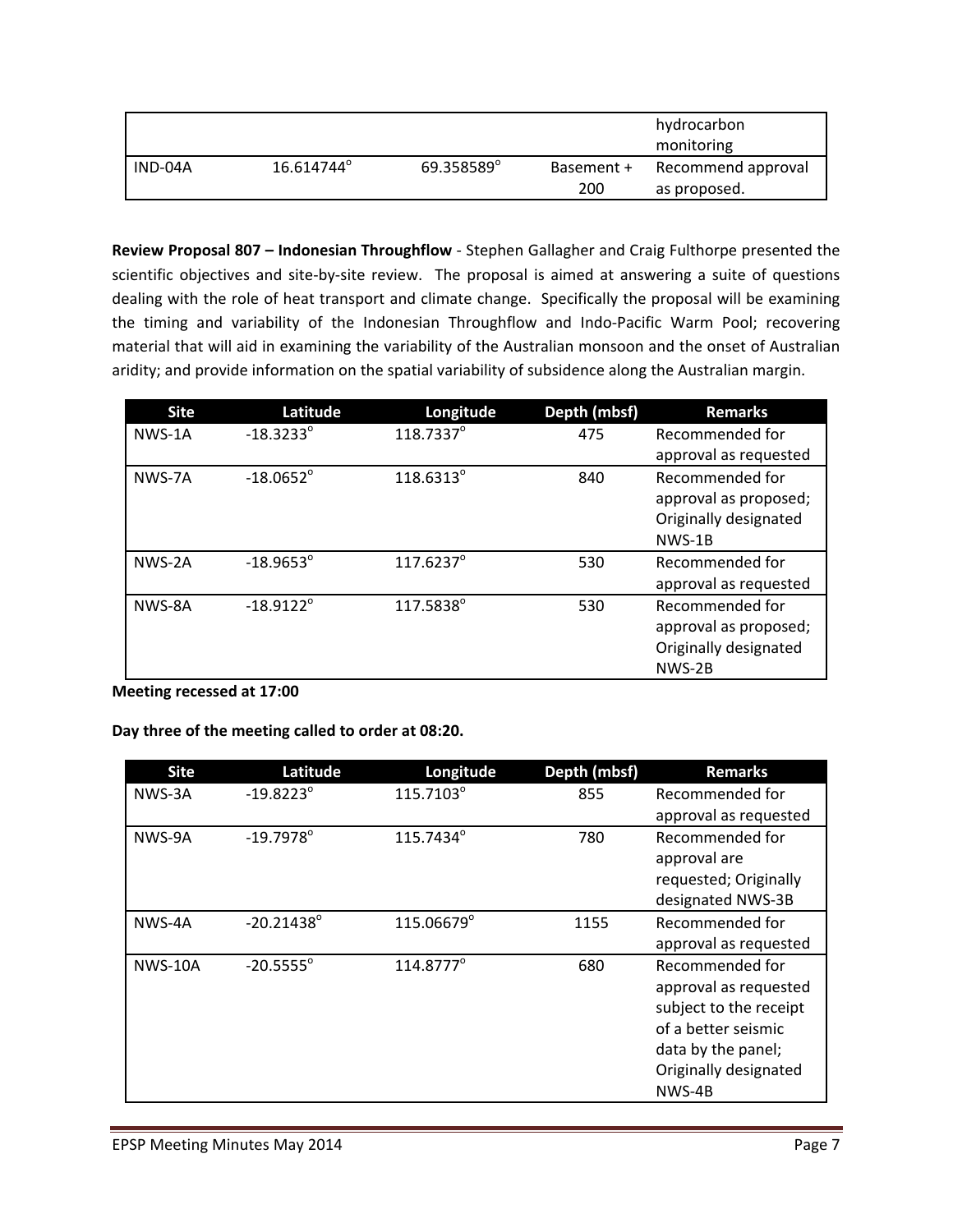| | | | | hydrocarbon monitoring |
|---|---|---|---|---|
| IND-04A | 16.614744° | 69.358589° | Basement + 200 | Recommend approval as proposed. |

**Review Proposal 807 – Indonesian Throughflow** - Stephen Gallagher and Craig Fulthorpe presented the scientific objectives and site-by-site review. The proposal is aimed at answering a suite of questions dealing with the role of heat transport and climate change. Specifically the proposal will be examining the timing and variability of the Indonesian Throughflow and Indo-Pacific Warm Pool; recovering material that will aid in examining the variability of the Australian monsoon and the onset of Australian aridity; and provide information on the spatial variability of subsidence along the Australian margin.

| Site | Latitude | Longitude | Depth (mbsf) | Remarks |
|---|---|---|---|---|
| NWS-1A | -18.3233° | 118.7337° | 475 | Recommended for approval as requested |
| NWS-7A | -18.0652° | 118.6313° | 840 | Recommended for approval as proposed; Originally designated NWS-1B |
| NWS-2A | -18.9653° | 117.6237° | 530 | Recommended for approval as requested |
| NWS-8A | -18.9122° | 117.5838° | 530 | Recommended for approval as proposed; Originally designated NWS-2B |

**Meeting recessed at 17:00**

**Day three of the meeting called to order at 08:20.**

| Site | Latitude | Longitude | Depth (mbsf) | Remarks |
|---|---|---|---|---|
| NWS-3A | -19.8223° | 115.7103° | 855 | Recommended for approval as requested |
| NWS-9A | -19.7978° | 115.7434° | 780 | Recommended for approval are requested; Originally designated NWS-3B |
| NWS-4A | -20.21438° | 115.06679° | 1155 | Recommended for approval as requested |
| NWS-10A | -20.5555° | 114.8777° | 680 | Recommended for approval as requested subject to the receipt of a better seismic data by the panel; Originally designated NWS-4B |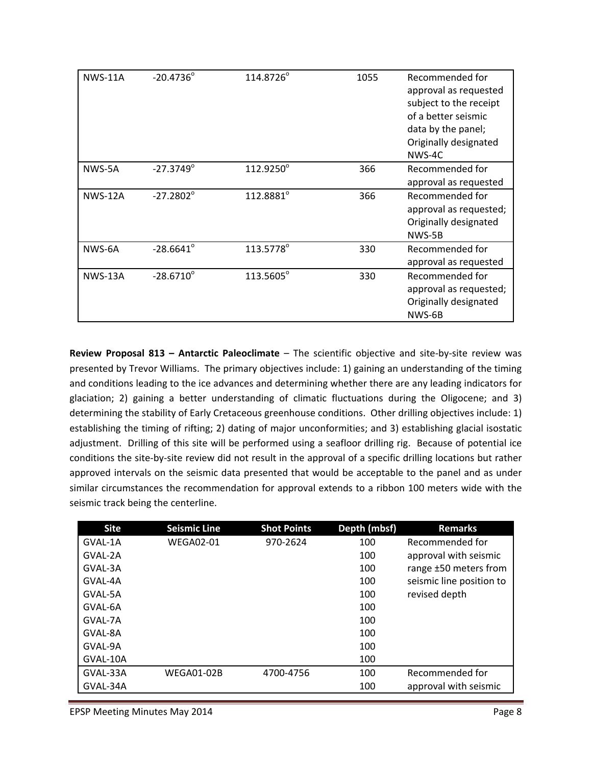| NWS-11A | -20.4736° | 114.8726° | 1055 | Recommended for approval as requested subject to the receipt of a better seismic data by the panel; Originally designated NWS-4C |
|---|---|---|---|---|
| NWS-5A | -27.3749° | 112.9250° | 366 | Recommended for approval as requested |
| NWS-12A | -27.2802° | 112.8881° | 366 | Recommended for approval as requested; Originally designated NWS-5B |
| NWS-6A | -28.6641° | 113.5778° | 330 | Recommended for approval as requested |
| NWS-13A | -28.6710° | 113.5605° | 330 | Recommended for approval as requested; Originally designated NWS-6B |

**Review Proposal 813 – Antarctic Paleoclimate** – The scientific objective and site-by-site review was presented by Trevor Williams. The primary objectives include: 1) gaining an understanding of the timing and conditions leading to the ice advances and determining whether there are any leading indicators for glaciation; 2) gaining a better understanding of climatic fluctuations during the Oligocene; and 3) determining the stability of Early Cretaceous greenhouse conditions. Other drilling objectives include: 1) establishing the timing of rifting; 2) dating of major unconformities; and 3) establishing glacial isostatic adjustment. Drilling of this site will be performed using a seafloor drilling rig. Because of potential ice conditions the site-by-site review did not result in the approval of a specific drilling locations but rather approved intervals on the seismic data presented that would be acceptable to the panel and as under similar circumstances the recommendation for approval extends to a ribbon 100 meters wide with the seismic track being the centerline.

| Site | Seismic Line | Shot Points | Depth (mbsf) | Remarks |
|---|---|---|---|---|
| GVAL-1A | WEGA02-01 | 970-2624 | 100 | Recommended for approval with seismic range ±50 meters from seismic line position to revised depth |
| GVAL-2A | | | 100 | |
| GVAL-3A | | | 100 | |
| GVAL-4A | | | 100 | |
| GVAL-5A | | | 100 | |
| GVAL-6A | | | 100 | |
| GVAL-7A | | | 100 | |
| GVAL-8A | | | 100 | |
| GVAL-9A | | | 100 | |
| GVAL-10A | | | 100 | |
| GVAL-33A | WEGA01-02B | 4700-4756 | 100 | Recommended for approval with seismic |
| GVAL-34A | | | 100 | |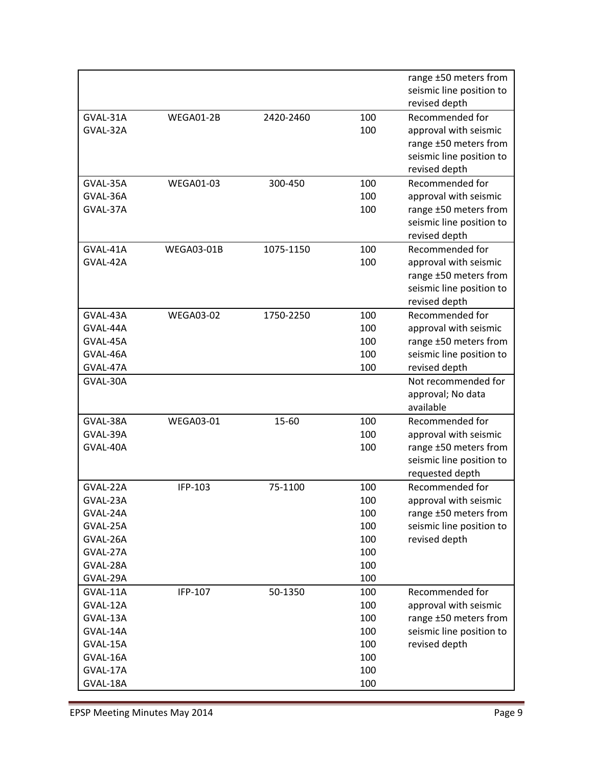| | | | | |
|---|---|---|---|---|
| | | | | range ±50 meters from seismic line position to revised depth |
| GVAL-31A<br>GVAL-32A | WEGA01-2B | 2420-2460 | 100<br>100 | Recommended for approval with seismic range ±50 meters from seismic line position to revised depth |
| GVAL-35A<br>GVAL-36A<br>GVAL-37A | WEGA01-03 | 300-450 | 100<br>100<br>100 | Recommended for approval with seismic range ±50 meters from seismic line position to revised depth |
| GVAL-41A<br>GVAL-42A | WEGA03-01B | 1075-1150 | 100<br>100 | Recommended for approval with seismic range ±50 meters from seismic line position to revised depth |
| GVAL-43A<br>GVAL-44A<br>GVAL-45A<br>GVAL-46A<br>GVAL-47A | WEGA03-02 | 1750-2250 | 100<br>100<br>100<br>100<br>100 | Recommended for approval with seismic range ±50 meters from seismic line position to revised depth |
| GVAL-30A | | | | Not recommended for approval; No data available |
| GVAL-38A<br>GVAL-39A<br>GVAL-40A | WEGA03-01 | 15-60 | 100<br>100<br>100 | Recommended for approval with seismic range ±50 meters from seismic line position to requested depth |
| GVAL-22A<br>GVAL-23A<br>GVAL-24A<br>GVAL-25A<br>GVAL-26A<br>GVAL-27A<br>GVAL-28A<br>GVAL-29A | IFP-103 | 75-1100 | 100<br>100<br>100<br>100<br>100<br>100<br>100<br>100 | Recommended for approval with seismic range ±50 meters from seismic line position to revised depth |
| GVAL-11A<br>GVAL-12A<br>GVAL-13A<br>GVAL-14A<br>GVAL-15A<br>GVAL-16A<br>GVAL-17A<br>GVAL-18A | IFP-107 | 50-1350 | 100<br>100<br>100<br>100<br>100<br>100<br>100<br>100 | Recommended for approval with seismic range ±50 meters from seismic line position to revised depth |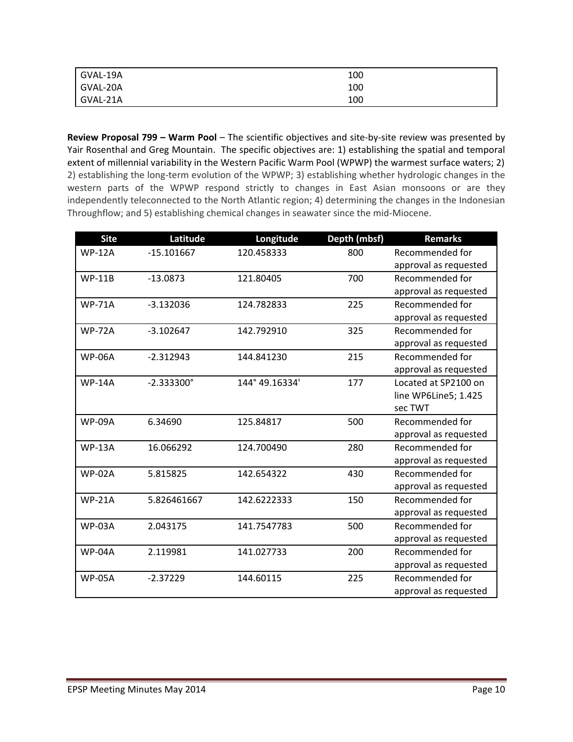| GVAL-19A | 100 |
|---|---|
| GVAL-20A | 100 |
| GVAL-21A | 100 |

**Review Proposal 799 – Warm Pool** – The scientific objectives and site-by-site review was presented by Yair Rosenthal and Greg Mountain. The specific objectives are: 1) establishing the spatial and temporal extent of millennial variability in the Western Pacific Warm Pool (WPWP) the warmest surface waters; 2) 2) establishing the long-term evolution of the WPWP; 3) establishing whether hydrologic changes in the western parts of the WPWP respond strictly to changes in East Asian monsoons or are they independently teleconnected to the North Atlantic region; 4) determining the changes in the Indonesian Throughflow; and 5) establishing chemical changes in seawater since the mid-Miocene.

| Site | Latitude | Longitude | Depth (mbsf) | Remarks |
|---|---|---|---|---|
| WP-12A | -15.101667 | 120.458333 | 800 | Recommended for approval as requested |
| WP-11B | -13.0873 | 121.80405 | 700 | Recommended for approval as requested |
| WP-71A | -3.132036 | 124.782833 | 225 | Recommended for approval as requested |
| WP-72A | -3.102647 | 142.792910 | 325 | Recommended for approval as requested |
| WP-06A | -2.312943 | 144.841230 | 215 | Recommended for approval as requested |
| WP-14A | -2.333300° | 144° 49.16334' | 177 | Located at SP2100 on line WP6Line5; 1.425 sec TWT |
| WP-09A | 6.34690 | 125.84817 | 500 | Recommended for approval as requested |
| WP-13A | 16.066292 | 124.700490 | 280 | Recommended for approval as requested |
| WP-02A | 5.815825 | 142.654322 | 430 | Recommended for approval as requested |
| WP-21A | 5.826461667 | 142.6222333 | 150 | Recommended for approval as requested |
| WP-03A | 2.043175 | 141.7547783 | 500 | Recommended for approval as requested |
| WP-04A | 2.119981 | 141.027733 | 200 | Recommended for approval as requested |
| WP-05A | -2.37229 | 144.60115 | 225 | Recommended for approval as requested |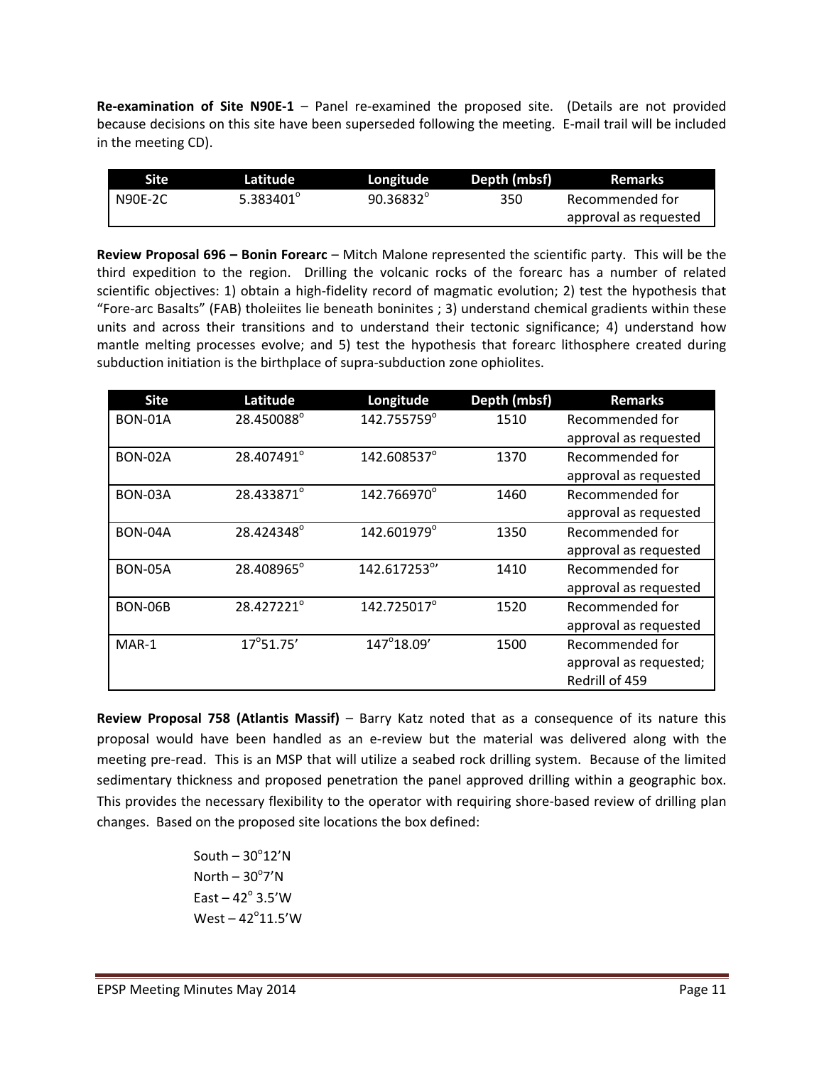**Re-examination of Site N90E-1** – Panel re-examined the proposed site. (Details are not provided because decisions on this site have been superseded following the meeting. E-mail trail will be included in the meeting CD).

| Site | Latitude | Longitude | Depth (mbsf) | Remarks |
|---|---|---|---|---|
| N90E-2C | 5.383401° | 90.36832° | 350 | Recommended for approval as requested |

**Review Proposal 696 – Bonin Forearc** – Mitch Malone represented the scientific party. This will be the third expedition to the region. Drilling the volcanic rocks of the forearc has a number of related scientific objectives: 1) obtain a high-fidelity record of magmatic evolution; 2) test the hypothesis that "Fore-arc Basalts" (FAB) tholeiites lie beneath boninites ; 3) understand chemical gradients within these units and across their transitions and to understand their tectonic significance; 4) understand how mantle melting processes evolve; and 5) test the hypothesis that forearc lithosphere created during subduction initiation is the birthplace of supra-subduction zone ophiolites.

| Site | Latitude | Longitude | Depth (mbsf) | Remarks |
|---|---|---|---|---|
| BON-01A | 28.450088° | 142.755759° | 1510 | Recommended for approval as requested |
| BON-02A | 28.407491° | 142.608537° | 1370 | Recommended for approval as requested |
| BON-03A | 28.433871° | 142.766970° | 1460 | Recommended for approval as requested |
| BON-04A | 28.424348° | 142.601979° | 1350 | Recommended for approval as requested |
| BON-05A | 28.408965° | 142.617253°' | 1410 | Recommended for approval as requested |
| BON-06B | 28.427221° | 142.725017° | 1520 | Recommended for approval as requested |
| MAR-1 | 17°51.75' | 147°18.09' | 1500 | Recommended for approval as requested; Redrill of 459 |

**Review Proposal 758 (Atlantis Massif)** – Barry Katz noted that as a consequence of its nature this proposal would have been handled as an e-review but the material was delivered along with the meeting pre-read. This is an MSP that will utilize a seabed rock drilling system. Because of the limited sedimentary thickness and proposed penetration the panel approved drilling within a geographic box. This provides the necessary flexibility to the operator with requiring shore-based review of drilling plan changes. Based on the proposed site locations the box defined:

South – 30°12'N
North – 30°7'N
East – 42° 3.5'W
West – 42°11.5'W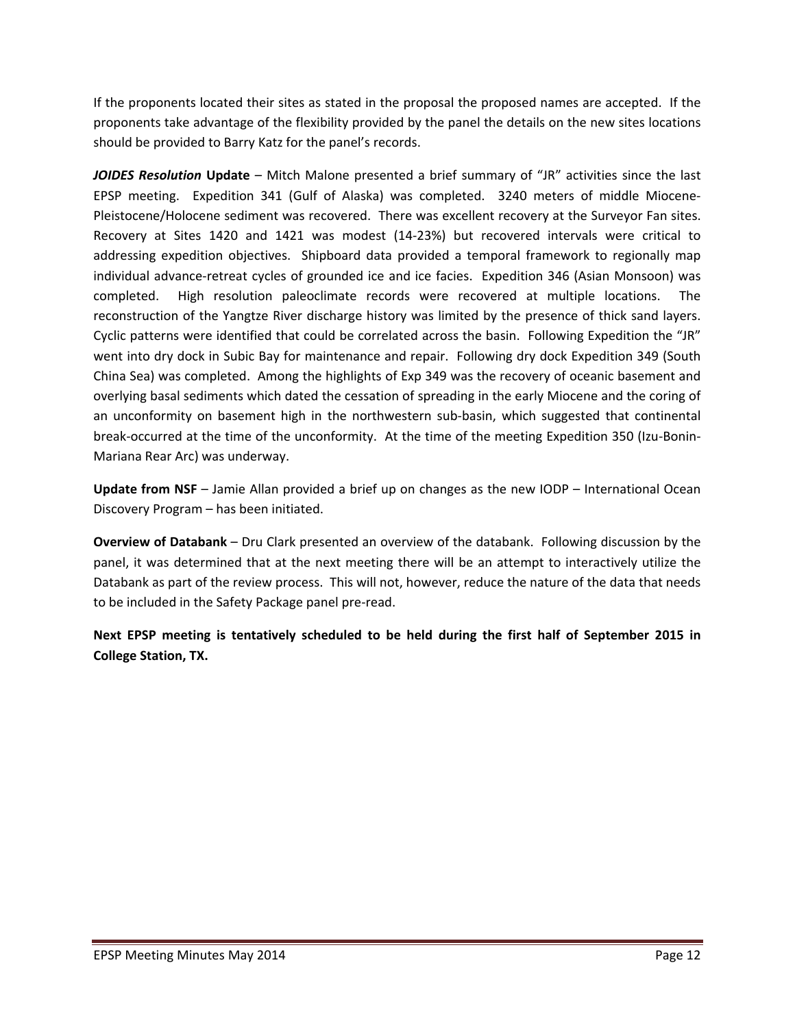If the proponents located their sites as stated in the proposal the proposed names are accepted. If the proponents take advantage of the flexibility provided by the panel the details on the new sites locations should be provided to Barry Katz for the panel's records.

***JOIDES Resolution* Update** – Mitch Malone presented a brief summary of "JR" activities since the last EPSP meeting. Expedition 341 (Gulf of Alaska) was completed. 3240 meters of middle Miocene-Pleistocene/Holocene sediment was recovered. There was excellent recovery at the Surveyor Fan sites. Recovery at Sites 1420 and 1421 was modest (14-23%) but recovered intervals were critical to addressing expedition objectives. Shipboard data provided a temporal framework to regionally map individual advance-retreat cycles of grounded ice and ice facies. Expedition 346 (Asian Monsoon) was completed. High resolution paleoclimate records were recovered at multiple locations. The reconstruction of the Yangtze River discharge history was limited by the presence of thick sand layers. Cyclic patterns were identified that could be correlated across the basin. Following Expedition the "JR" went into dry dock in Subic Bay for maintenance and repair. Following dry dock Expedition 349 (South China Sea) was completed. Among the highlights of Exp 349 was the recovery of oceanic basement and overlying basal sediments which dated the cessation of spreading in the early Miocene and the coring of an unconformity on basement high in the northwestern sub-basin, which suggested that continental break-occurred at the time of the unconformity. At the time of the meeting Expedition 350 (Izu-Bonin-Mariana Rear Arc) was underway.

**Update from NSF** – Jamie Allan provided a brief up on changes as the new IODP – International Ocean Discovery Program – has been initiated.

**Overview of Databank** – Dru Clark presented an overview of the databank. Following discussion by the panel, it was determined that at the next meeting there will be an attempt to interactively utilize the Databank as part of the review process. This will not, however, reduce the nature of the data that needs to be included in the Safety Package panel pre-read.

**Next EPSP meeting is tentatively scheduled to be held during the first half of September 2015 in College Station, TX.**